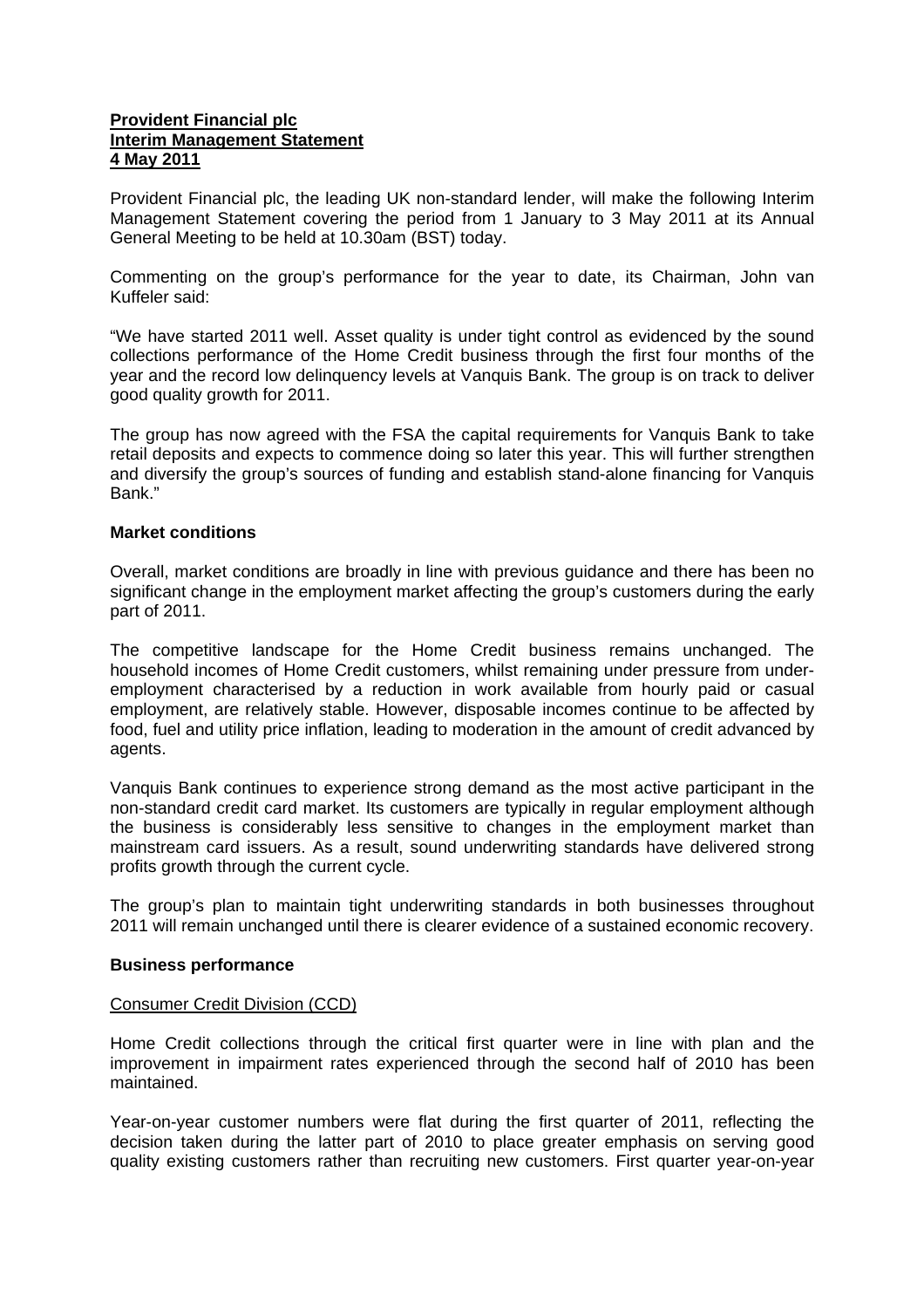**Provident Financial plc**
**Interim Management Statement**
**4 May 2011**

Provident Financial plc, the leading UK non-standard lender, will make the following Interim Management Statement covering the period from 1 January to 3 May 2011 at its Annual General Meeting to be held at 10.30am (BST) today.

Commenting on the group's performance for the year to date, its Chairman, John van Kuffeler said:

"We have started 2011 well. Asset quality is under tight control as evidenced by the sound collections performance of the Home Credit business through the first four months of the year and the record low delinquency levels at Vanquis Bank. The group is on track to deliver good quality growth for 2011.

The group has now agreed with the FSA the capital requirements for Vanquis Bank to take retail deposits and expects to commence doing so later this year. This will further strengthen and diversify the group's sources of funding and establish stand-alone financing for Vanquis Bank."

**Market conditions**

Overall, market conditions are broadly in line with previous guidance and there has been no significant change in the employment market affecting the group's customers during the early part of 2011.

The competitive landscape for the Home Credit business remains unchanged. The household incomes of Home Credit customers, whilst remaining under pressure from under-employment characterised by a reduction in work available from hourly paid or casual employment, are relatively stable. However, disposable incomes continue to be affected by food, fuel and utility price inflation, leading to moderation in the amount of credit advanced by agents.

Vanquis Bank continues to experience strong demand as the most active participant in the non-standard credit card market. Its customers are typically in regular employment although the business is considerably less sensitive to changes in the employment market than mainstream card issuers. As a result, sound underwriting standards have delivered strong profits growth through the current cycle.

The group's plan to maintain tight underwriting standards in both businesses throughout 2011 will remain unchanged until there is clearer evidence of a sustained economic recovery.

**Business performance**

Consumer Credit Division (CCD)

Home Credit collections through the critical first quarter were in line with plan and the improvement in impairment rates experienced through the second half of 2010 has been maintained.

Year-on-year customer numbers were flat during the first quarter of 2011, reflecting the decision taken during the latter part of 2010 to place greater emphasis on serving good quality existing customers rather than recruiting new customers. First quarter year-on-year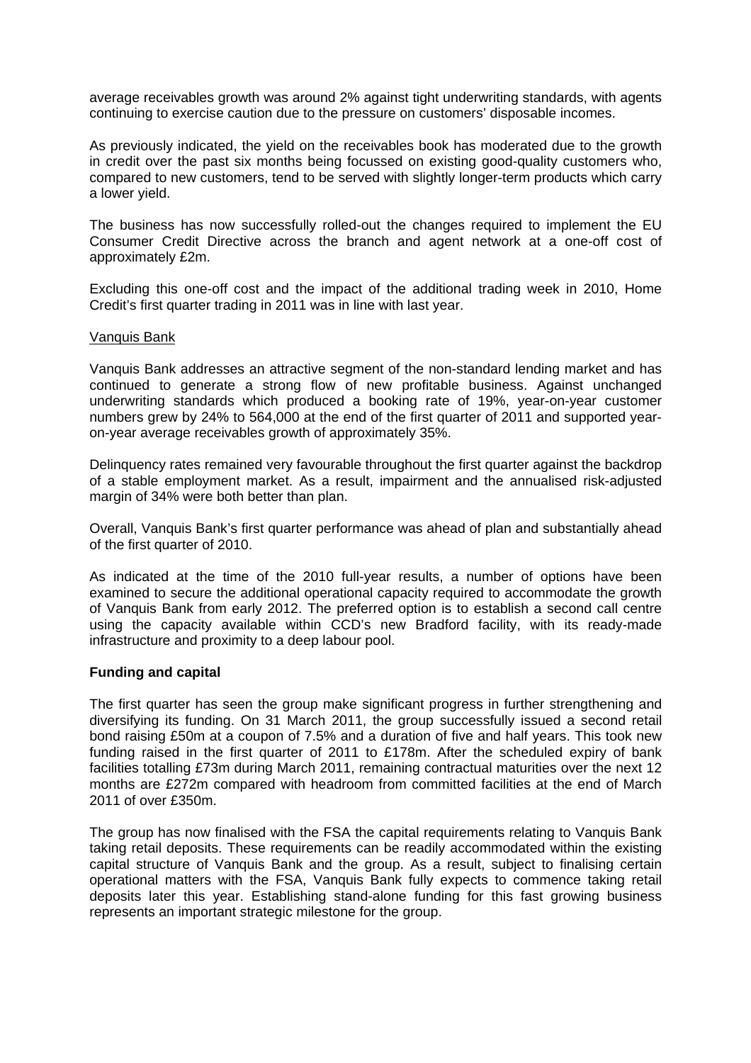average receivables growth was around 2% against tight underwriting standards, with agents continuing to exercise caution due to the pressure on customers' disposable incomes.

As previously indicated, the yield on the receivables book has moderated due to the growth in credit over the past six months being focussed on existing good-quality customers who, compared to new customers, tend to be served with slightly longer-term products which carry a lower yield.

The business has now successfully rolled-out the changes required to implement the EU Consumer Credit Directive across the branch and agent network at a one-off cost of approximately £2m.

Excluding this one-off cost and the impact of the additional trading week in 2010, Home Credit's first quarter trading in 2011 was in line with last year.

Vanquis Bank

Vanquis Bank addresses an attractive segment of the non-standard lending market and has continued to generate a strong flow of new profitable business. Against unchanged underwriting standards which produced a booking rate of 19%, year-on-year customer numbers grew by 24% to 564,000 at the end of the first quarter of 2011 and supported year-on-year average receivables growth of approximately 35%.

Delinquency rates remained very favourable throughout the first quarter against the backdrop of a stable employment market. As a result, impairment and the annualised risk-adjusted margin of 34% were both better than plan.

Overall, Vanquis Bank's first quarter performance was ahead of plan and substantially ahead of the first quarter of 2010.

As indicated at the time of the 2010 full-year results, a number of options have been examined to secure the additional operational capacity required to accommodate the growth of Vanquis Bank from early 2012. The preferred option is to establish a second call centre using the capacity available within CCD's new Bradford facility, with its ready-made infrastructure and proximity to a deep labour pool.

**Funding and capital**

The first quarter has seen the group make significant progress in further strengthening and diversifying its funding. On 31 March 2011, the group successfully issued a second retail bond raising £50m at a coupon of 7.5% and a duration of five and half years. This took new funding raised in the first quarter of 2011 to £178m. After the scheduled expiry of bank facilities totalling £73m during March 2011, remaining contractual maturities over the next 12 months are £272m compared with headroom from committed facilities at the end of March 2011 of over £350m.

The group has now finalised with the FSA the capital requirements relating to Vanquis Bank taking retail deposits. These requirements can be readily accommodated within the existing capital structure of Vanquis Bank and the group. As a result, subject to finalising certain operational matters with the FSA, Vanquis Bank fully expects to commence taking retail deposits later this year. Establishing stand-alone funding for this fast growing business represents an important strategic milestone for the group.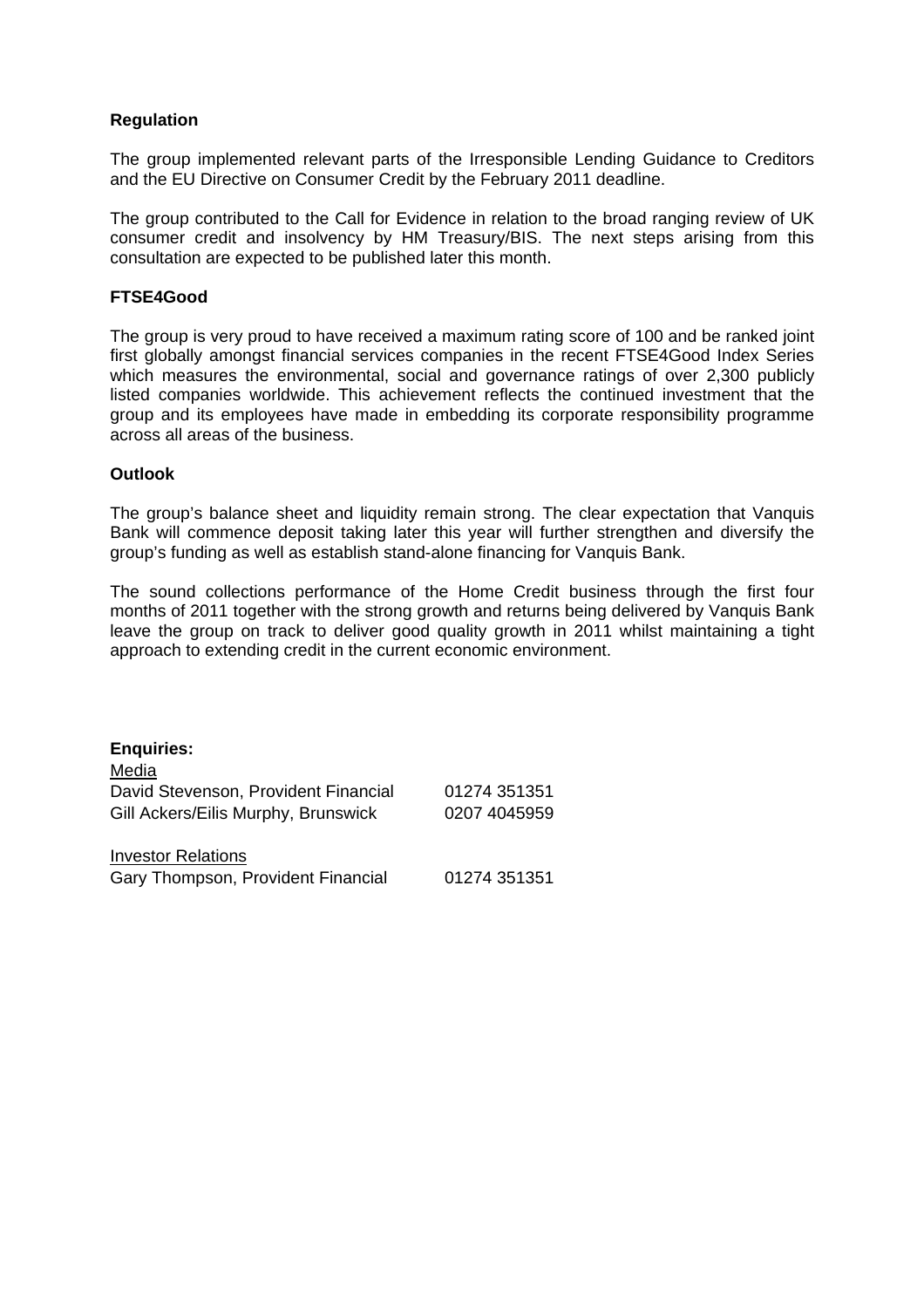### Regulation

The group implemented relevant parts of the Irresponsible Lending Guidance to Creditors and the EU Directive on Consumer Credit by the February 2011 deadline.

The group contributed to the Call for Evidence in relation to the broad ranging review of UK consumer credit and insolvency by HM Treasury/BIS. The next steps arising from this consultation are expected to be published later this month.

### FTSE4Good

The group is very proud to have received a maximum rating score of 100 and be ranked joint first globally amongst financial services companies in the recent FTSE4Good Index Series which measures the environmental, social and governance ratings of over 2,300 publicly listed companies worldwide. This achievement reflects the continued investment that the group and its employees have made in embedding its corporate responsibility programme across all areas of the business.

### Outlook

The group's balance sheet and liquidity remain strong. The clear expectation that Vanquis Bank will commence deposit taking later this year will further strengthen and diversify the group's funding as well as establish stand-alone financing for Vanquis Bank.

The sound collections performance of the Home Credit business through the first four months of 2011 together with the strong growth and returns being delivered by Vanquis Bank leave the group on track to deliver good quality growth in 2011 whilst maintaining a tight approach to extending credit in the current economic environment.

**Enquiries:**

Media

| | |
|---|---|
| David Stevenson, Provident Financial | 01274 351351 |
| Gill Ackers/Eilis Murphy, Brunswick | 0207 4045959 |

Investor Relations

| | |
|---|---|
| Gary Thompson, Provident Financial | 01274 351351 |